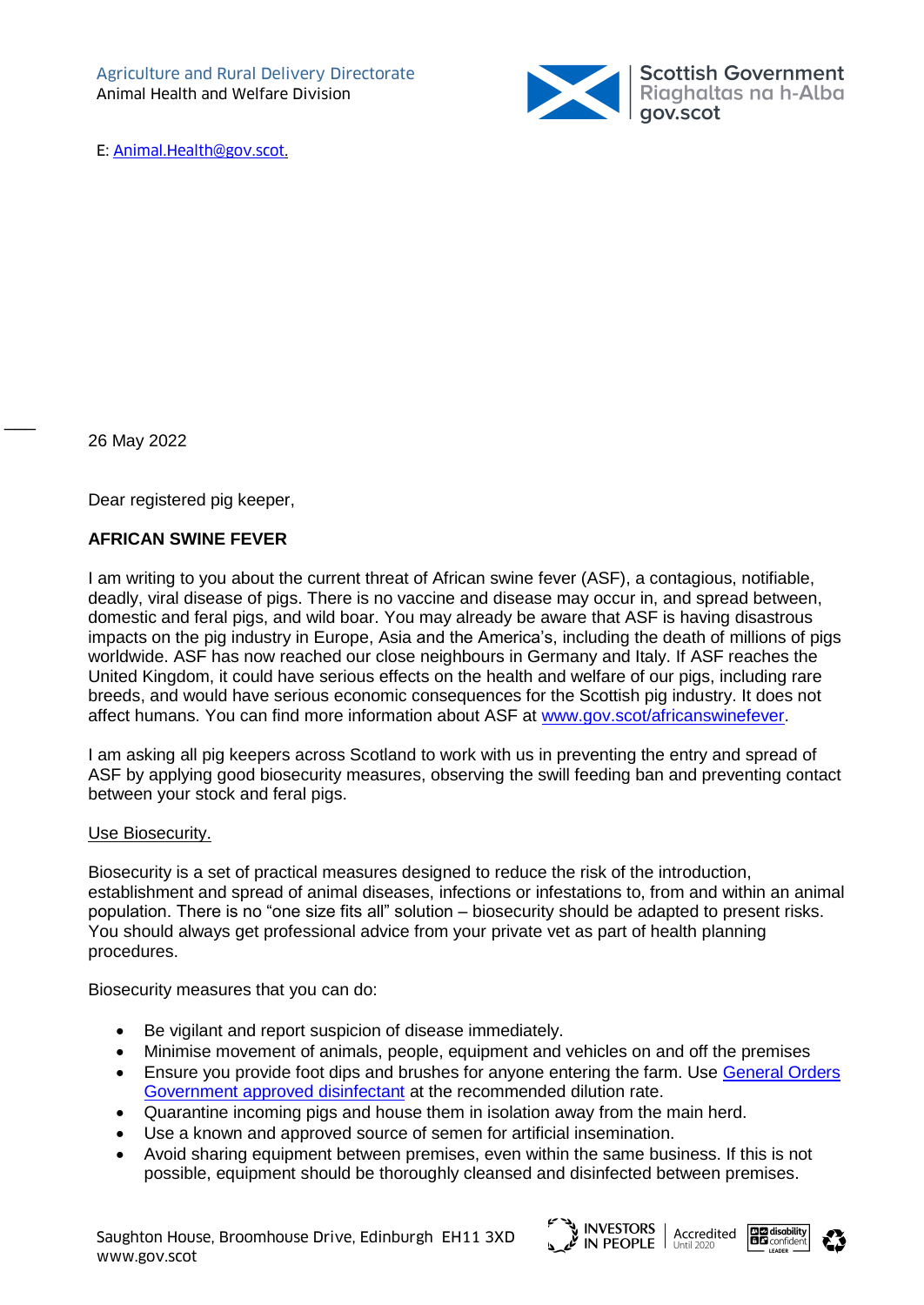Agriculture and Rural Delivery Directorate
Animal Health and Welfare Division

E: [Animal.Health@gov.scot.](mailto:Animal.Health@gov.scot)

26 May 2022

Dear registered pig keeper,

**AFRICAN SWINE FEVER**

I am writing to you about the current threat of African swine fever (ASF), a contagious, notifiable, deadly, viral disease of pigs. There is no vaccine and disease may occur in, and spread between, domestic and feral pigs, and wild boar. You may already be aware that ASF is having disastrous impacts on the pig industry in Europe, Asia and the America's, including the death of millions of pigs worldwide. ASF has now reached our close neighbours in Germany and Italy. If ASF reaches the United Kingdom, it could have serious effects on the health and welfare of our pigs, including rare breeds, and would have serious economic consequences for the Scottish pig industry. It does not affect humans. You can find more information about ASF at [www.gov.scot/africanswinefever](http://www.gov.scot/africanswinefever).

I am asking all pig keepers across Scotland to work with us in preventing the entry and spread of ASF by applying good biosecurity measures, observing the swill feeding ban and preventing contact between your stock and feral pigs.

Use Biosecurity.

Biosecurity is a set of practical measures designed to reduce the risk of the introduction, establishment and spread of animal diseases, infections or infestations to, from and within an animal population. There is no "one size fits all" solution – biosecurity should be adapted to present risks. You should always get professional advice from your private vet as part of health planning procedures.

Biosecurity measures that you can do:

- Be vigilant and report suspicion of disease immediately.
- Minimise movement of animals, people, equipment and vehicles on and off the premises
- Ensure you provide foot dips and brushes for anyone entering the farm. Use General Orders Government approved disinfectant at the recommended dilution rate.
- Quarantine incoming pigs and house them in isolation away from the main herd.
- Use a known and approved source of semen for artificial insemination.
- Avoid sharing equipment between premises, even within the same business. If this is not possible, equipment should be thoroughly cleansed and disinfected between premises.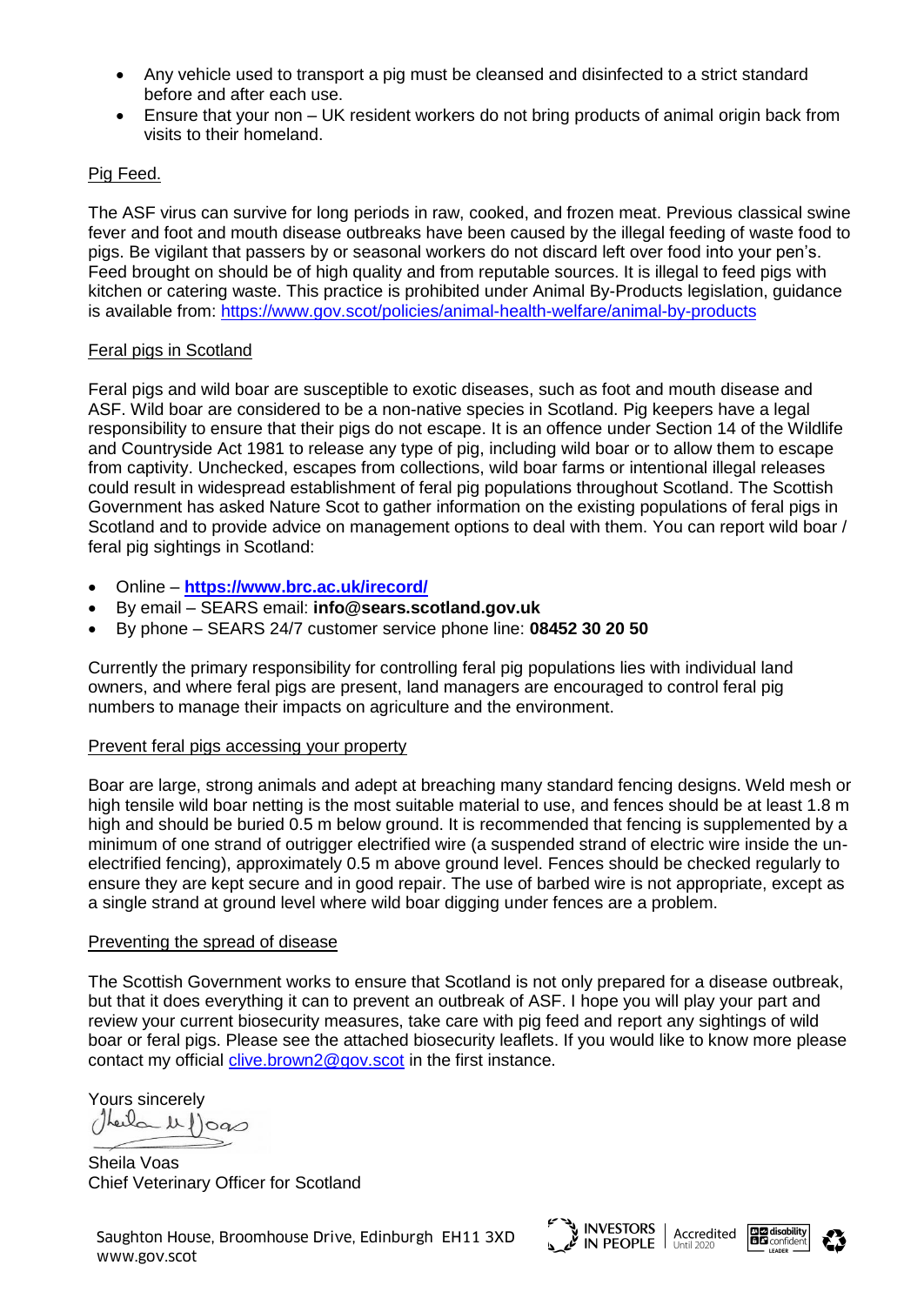- Any vehicle used to transport a pig must be cleansed and disinfected to a strict standard before and after each use.
- Ensure that your non – UK resident workers do not bring products of animal origin back from visits to their homeland.

Pig Feed.

The ASF virus can survive for long periods in raw, cooked, and frozen meat. Previous classical swine fever and foot and mouth disease outbreaks have been caused by the illegal feeding of waste food to pigs. Be vigilant that passers by or seasonal workers do not discard left over food into your pen's. Feed brought on should be of high quality and from reputable sources. It is illegal to feed pigs with kitchen or catering waste. This practice is prohibited under Animal By-Products legislation, guidance is available from: https://www.gov.scot/policies/animal-health-welfare/animal-by-products

Feral pigs in Scotland

Feral pigs and wild boar are susceptible to exotic diseases, such as foot and mouth disease and ASF. Wild boar are considered to be a non-native species in Scotland. Pig keepers have a legal responsibility to ensure that their pigs do not escape. It is an offence under Section 14 of the Wildlife and Countryside Act 1981 to release any type of pig, including wild boar or to allow them to escape from captivity. Unchecked, escapes from collections, wild boar farms or intentional illegal releases could result in widespread establishment of feral pig populations throughout Scotland. The Scottish Government has asked Nature Scot to gather information on the existing populations of feral pigs in Scotland and to provide advice on management options to deal with them. You can report wild boar / feral pig sightings in Scotland:

- Online – **https://www.brc.ac.uk/irecord/**
- By email – SEARS email: **info@sears.scotland.gov.uk**
- By phone – SEARS 24/7 customer service phone line: **08452 30 20 50**

Currently the primary responsibility for controlling feral pig populations lies with individual land owners, and where feral pigs are present, land managers are encouraged to control feral pig numbers to manage their impacts on agriculture and the environment.

Prevent feral pigs accessing your property

Boar are large, strong animals and adept at breaching many standard fencing designs. Weld mesh or high tensile wild boar netting is the most suitable material to use, and fences should be at least 1.8 m high and should be buried 0.5 m below ground. It is recommended that fencing is supplemented by a minimum of one strand of outrigger electrified wire (a suspended strand of electric wire inside the un-electrified fencing), approximately 0.5 m above ground level. Fences should be checked regularly to ensure they are kept secure and in good repair. The use of barbed wire is not appropriate, except as a single strand at ground level where wild boar digging under fences are a problem.

Preventing the spread of disease

The Scottish Government works to ensure that Scotland is not only prepared for a disease outbreak, but that it does everything it can to prevent an outbreak of ASF. I hope you will play your part and review your current biosecurity measures, take care with pig feed and report any sightings of wild boar or feral pigs. Please see the attached biosecurity leaflets. If you would like to know more please contact my official clive.brown2@gov.scot in the first instance.

Yours sincerely

Sheila Voas
Chief Veterinary Officer for Scotland

Saughton House, Broomhouse Drive, Edinburgh EH11 3XD
www.gov.scot